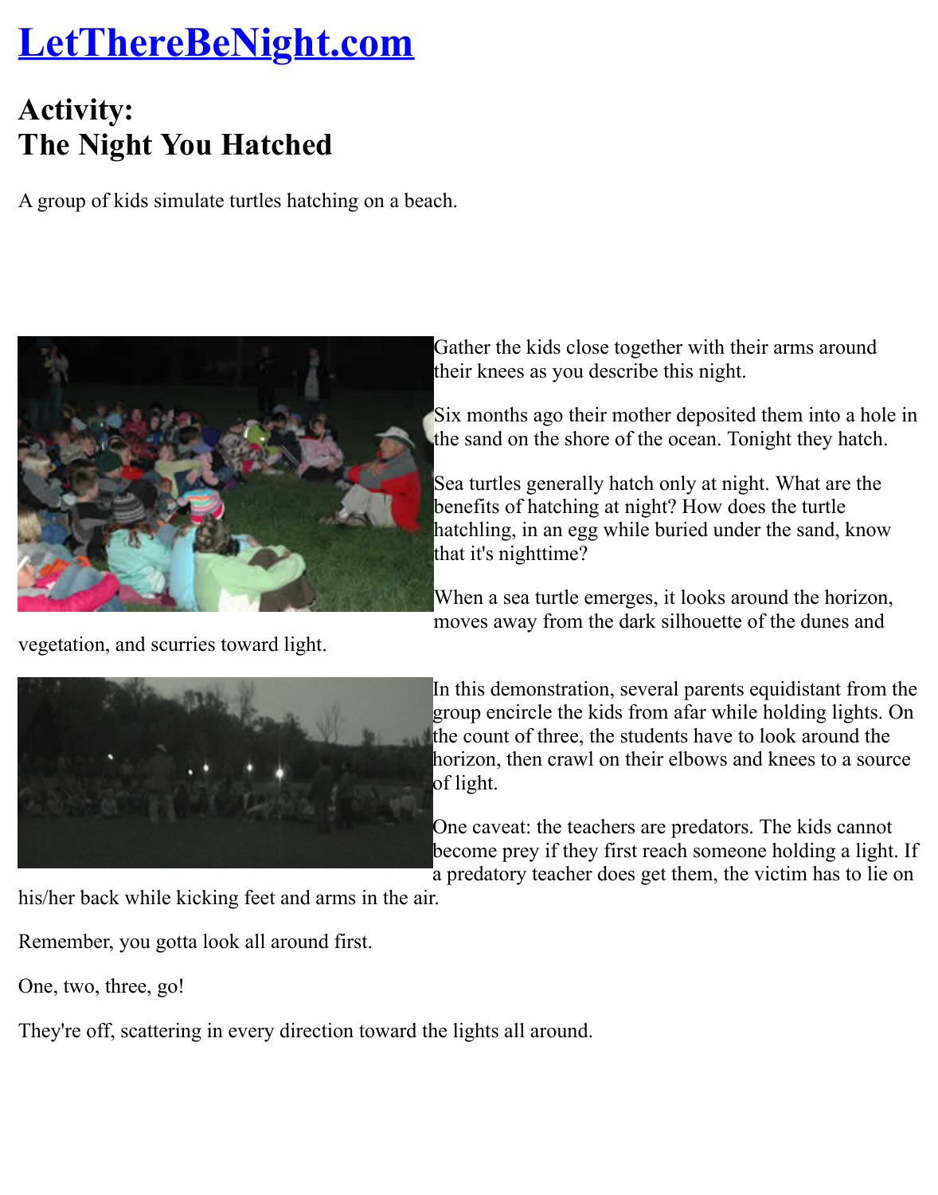# [LetThereBeNight.com]

## Activity:
## The Night You Hatched

A group of kids simulate turtles hatching on a beach.

Gather the kids close together with their arms around their knees as you describe this night.

Six months ago their mother deposited them into a hole in the sand on the shore of the ocean. Tonight they hatch.

Sea turtles generally hatch only at night. What are the benefits of hatching at night? How does the turtle hatchling, in an egg while buried under the sand, know that it's nighttime?

When a sea turtle emerges, it looks around the horizon, moves away from the dark silhouette of the dunes and vegetation, and scurries toward light.

In this demonstration, several parents equidistant from the group encircle the kids from afar while holding lights. On the count of three, the students have to look around the horizon, then crawl on their elbows and knees to a source of light.

One caveat: the teachers are predators. The kids cannot become prey if they first reach someone holding a light. If a predatory teacher does get them, the victim has to lie on his/her back while kicking feet and arms in the air.

Remember, you gotta look all around first.

One, two, three, go!

They're off, scattering in every direction toward the lights all around.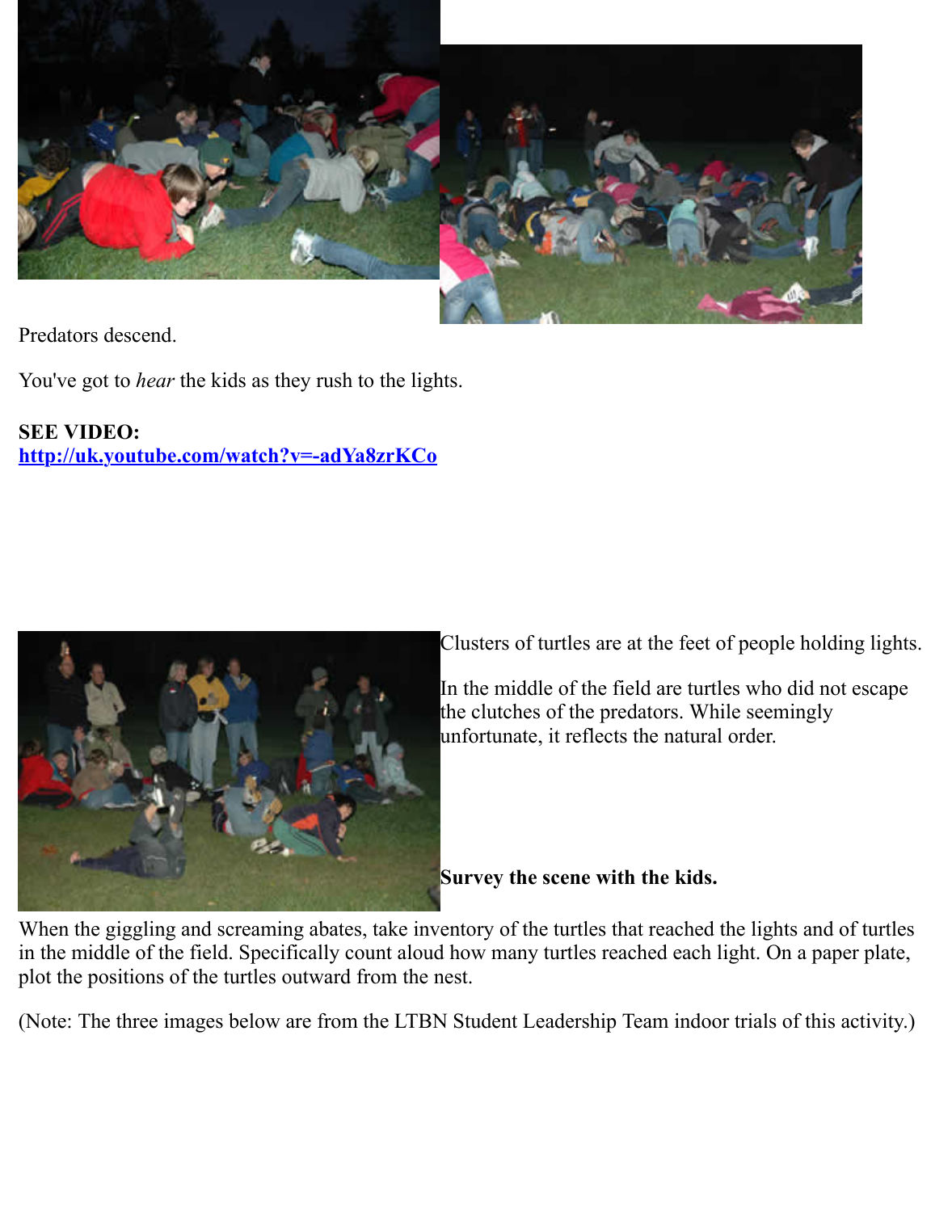Predators descend.

You've got to *hear* the kids as they rush to the lights.

**SEE VIDEO:**
**http://uk.youtube.com/watch?v=-adYa8zrKCo**

Clusters of turtles are at the feet of people holding lights.

In the middle of the field are turtles who did not escape the clutches of the predators. While seemingly unfortunate, it reflects the natural order.

**Survey the scene with the kids.**

When the giggling and screaming abates, take inventory of the turtles that reached the lights and of turtles in the middle of the field. Specifically count aloud how many turtles reached each light. On a paper plate, plot the positions of the turtles outward from the nest.

(Note: The three images below are from the LTBN Student Leadership Team indoor trials of this activity.)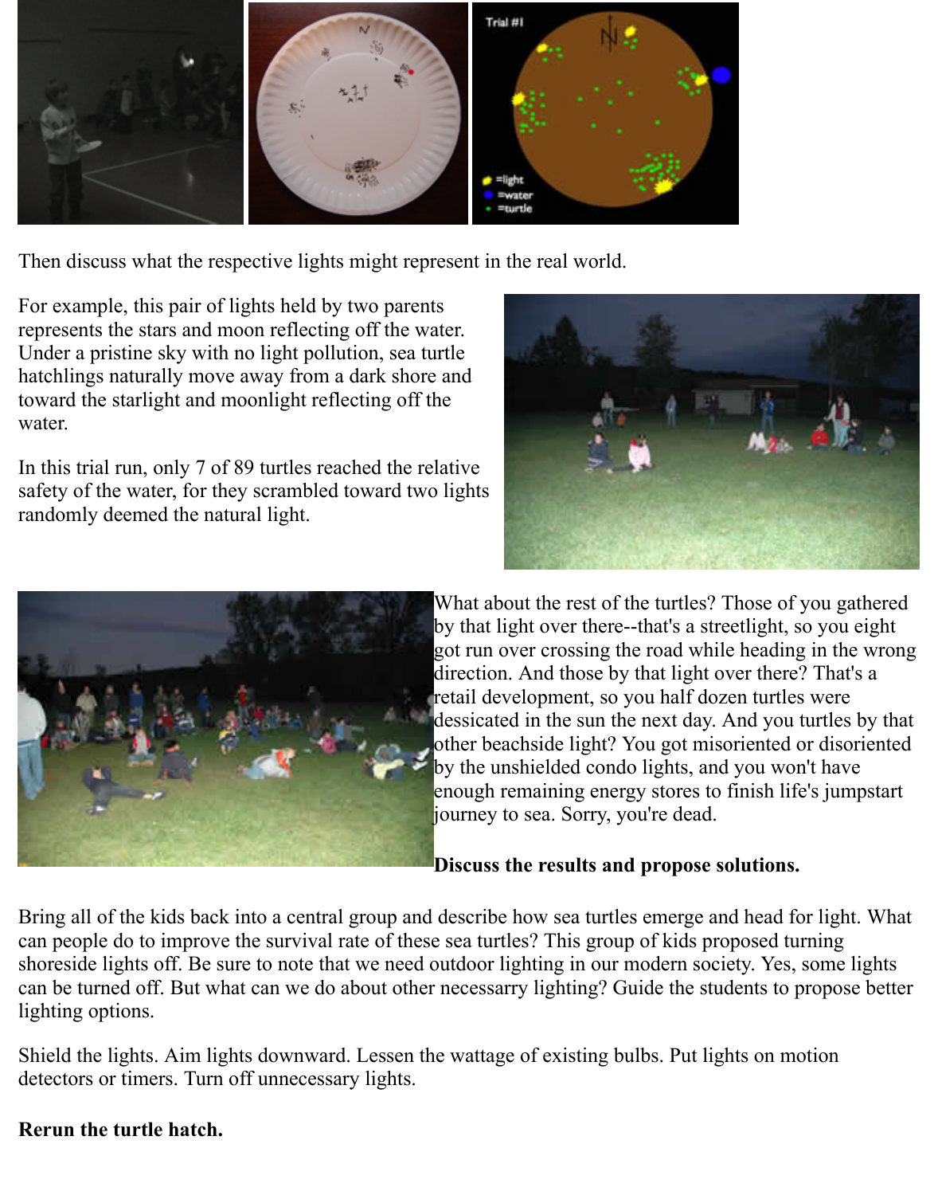Trial #1

=light
=water
=turtle

Then discuss what the respective lights might represent in the real world.

For example, this pair of lights held by two parents represents the stars and moon reflecting off the water. Under a pristine sky with no light pollution, sea turtle hatchlings naturally move away from a dark shore and toward the starlight and moonlight reflecting off the water.

In this trial run, only 7 of 89 turtles reached the relative safety of the water, for they scrambled toward two lights randomly deemed the natural light.

What about the rest of the turtles? Those of you gathered by that light over there--that's a streetlight, so you eight got run over crossing the road while heading in the wrong direction. And those by that light over there? That's a retail development, so you half dozen turtles were dessicated in the sun the next day. And you turtles by that other beachside light? You got misoriented or disoriented by the unshielded condo lights, and you won't have enough remaining energy stores to finish life's jumpstart journey to sea. Sorry, you're dead.

**Discuss the results and propose solutions.**

Bring all of the kids back into a central group and describe how sea turtles emerge and head for light. What can people do to improve the survival rate of these sea turtles? This group of kids proposed turning shoreside lights off. Be sure to note that we need outdoor lighting in our modern society. Yes, some lights can be turned off. But what can we do about other necessarry lighting? Guide the students to propose better lighting options.

Shield the lights. Aim lights downward. Lessen the wattage of existing bulbs. Put lights on motion detectors or timers. Turn off unnecessary lights.

**Rerun the turtle hatch.**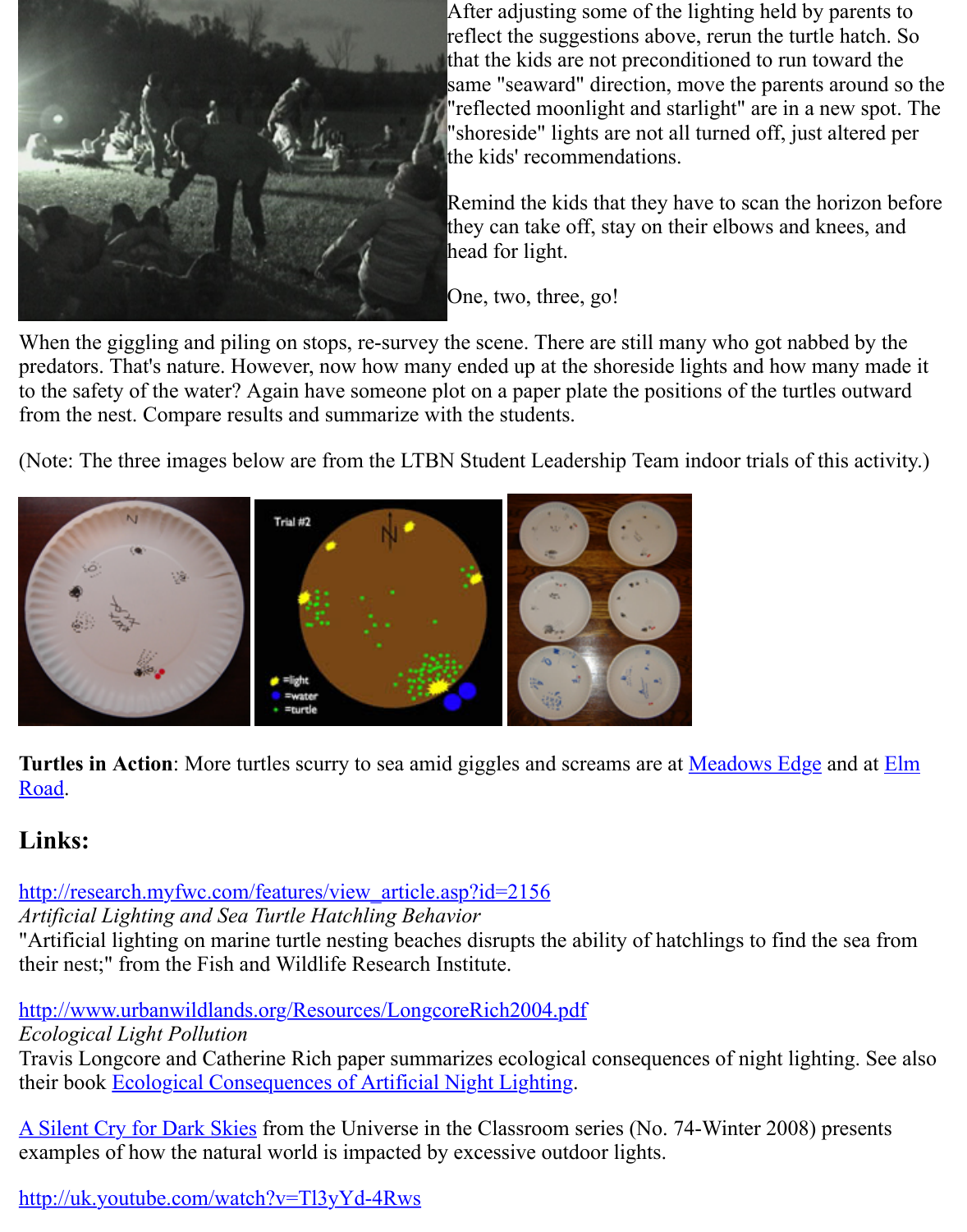After adjusting some of the lighting held by parents to reflect the suggestions above, rerun the turtle hatch. So that the kids are not preconditioned to run toward the same "seaward" direction, move the parents around so the "reflected moonlight and starlight" are in a new spot. The "shoreside" lights are not all turned off, just altered per the kids' recommendations.

Remind the kids that they have to scan the horizon before they can take off, stay on their elbows and knees, and head for light.

One, two, three, go!

When the giggling and piling on stops, re-survey the scene. There are still many who got nabbed by the predators. That's nature. However, now how many ended up at the shoreside lights and how many made it to the safety of the water? Again have someone plot on a paper plate the positions of the turtles outward from the nest. Compare results and summarize with the students.

(Note: The three images below are from the LTBN Student Leadership Team indoor trials of this activity.)

**Turtles in Action**: More turtles scurry to sea amid giggles and screams are at Meadows Edge and at Elm Road.

## Links:

http://research.myfwc.com/features/view_article.asp?id=2156
*Artificial Lighting and Sea Turtle Hatchling Behavior*
"Artificial lighting on marine turtle nesting beaches disrupts the ability of hatchlings to find the sea from their nest;" from the Fish and Wildlife Research Institute.

http://www.urbanwildlands.org/Resources/LongcoreRich2004.pdf
*Ecological Light Pollution*
Travis Longcore and Catherine Rich paper summarizes ecological consequences of night lighting. See also their book Ecological Consequences of Artificial Night Lighting.

A Silent Cry for Dark Skies from the Universe in the Classroom series (No. 74-Winter 2008) presents examples of how the natural world is impacted by excessive outdoor lights.

http://uk.youtube.com/watch?v=Tl3yYd-4Rws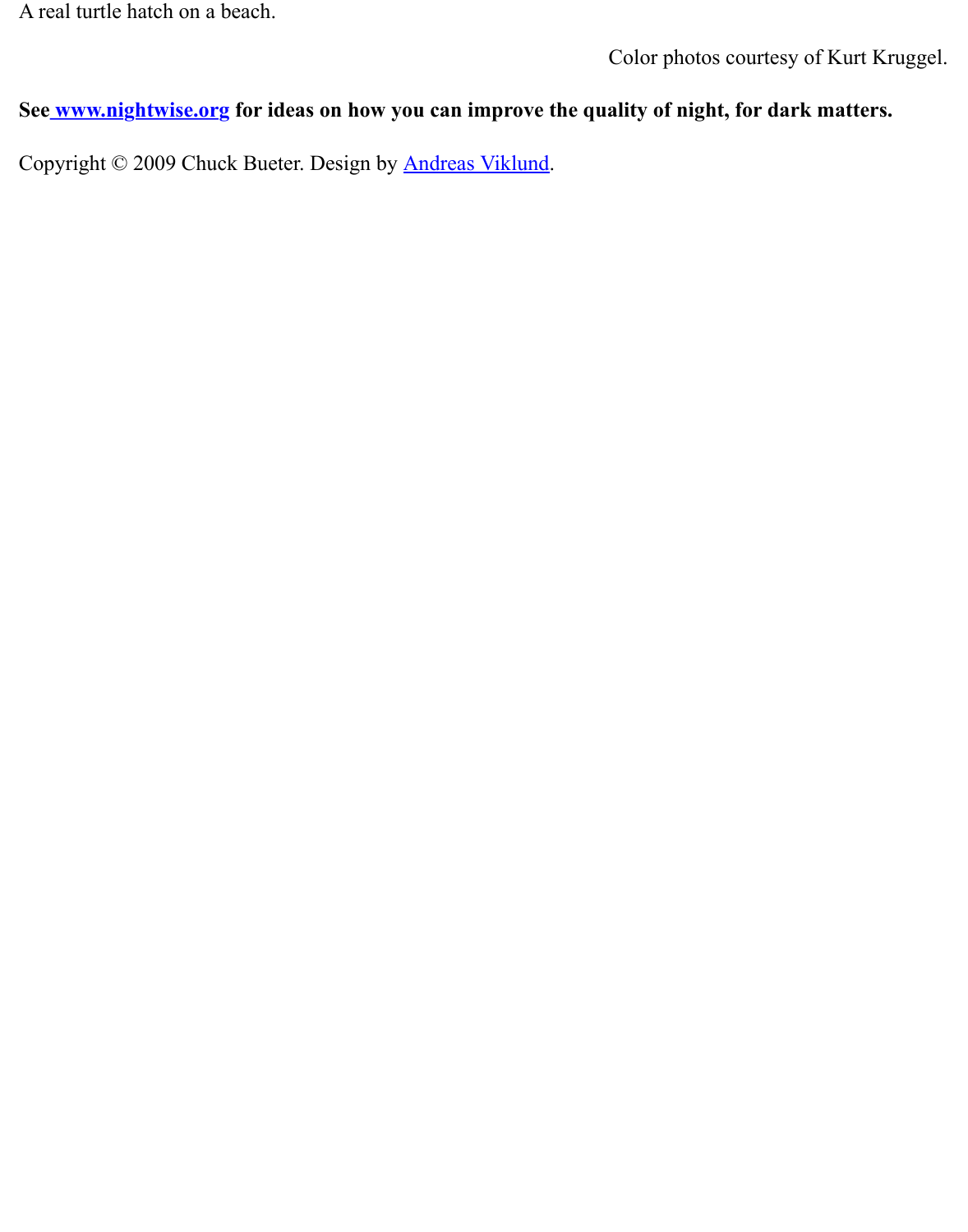A real turtle hatch on a beach.

Color photos courtesy of Kurt Kruggel.

**See www.nightwise.org for ideas on how you can improve the quality of night, for dark matters.**

Copyright © 2009 Chuck Bueter. Design by Andreas Viklund.